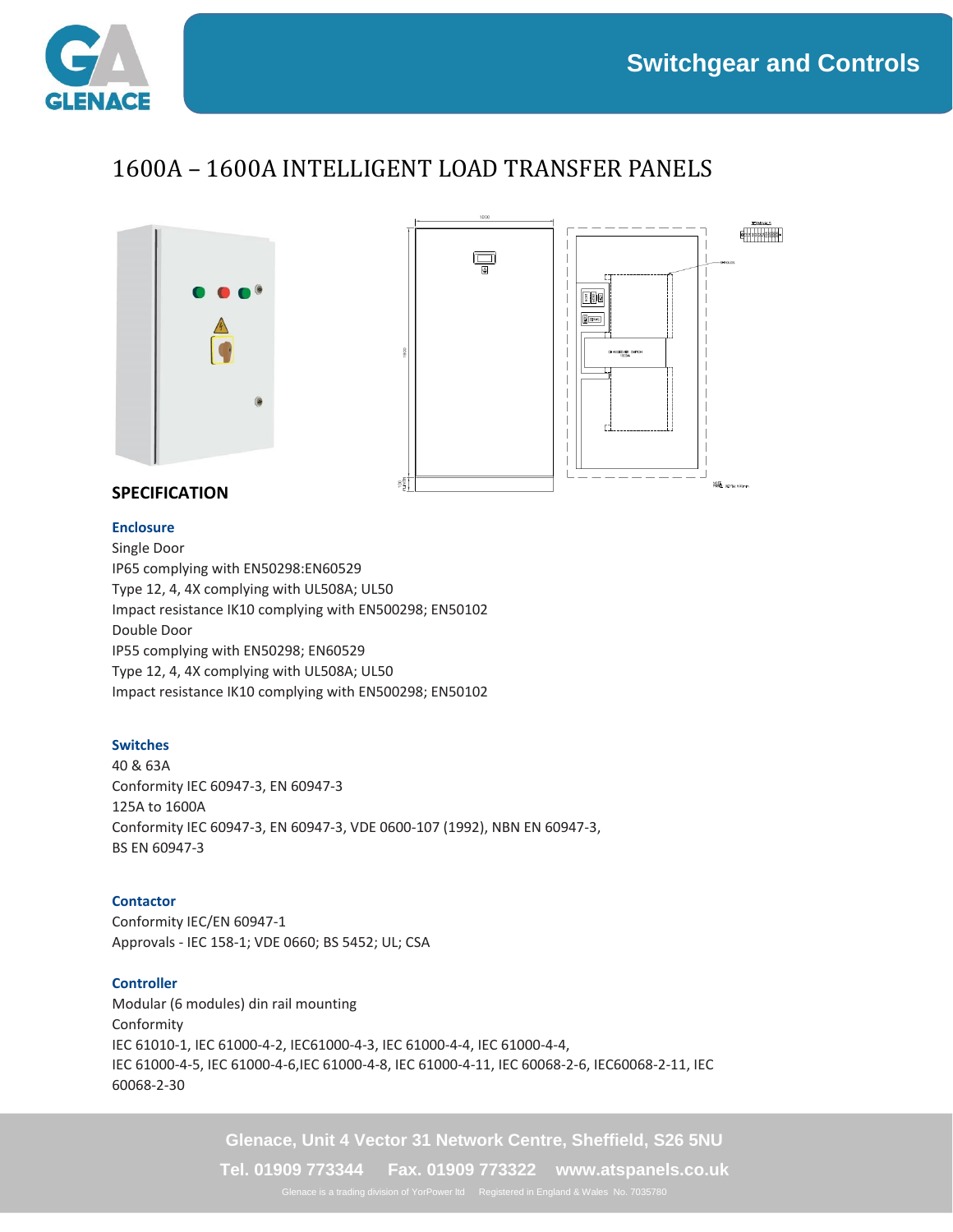# 1600A – 1600A INTELLIGENT LOAD TRANSFER PANELS

## SPECIFICATION

### Enclosure

Single Door
IP65 complying with EN50298:EN60529
Type 12, 4, 4X complying with UL508A; UL50
Impact resistance IK10 complying with EN500298; EN50102
Double Door
IP55 complying with EN50298; EN60529
Type 12, 4, 4X complying with UL508A; UL50
Impact resistance IK10 complying with EN500298; EN50102

### Switches

40 & 63A
Conformity IEC 60947-3, EN 60947-3
125A to 1600A
Conformity IEC 60947-3, EN 60947-3, VDE 0600-107 (1992), NBN EN 60947-3, BS EN 60947-3

### Contactor

Conformity IEC/EN 60947-1
Approvals - IEC 158-1; VDE 0660; BS 5452; UL; CSA

### Controller

Modular (6 modules) din rail mounting
Conformity
IEC 61010-1, IEC 61000-4-2, IEC61000-4-3, IEC 61000-4-4, IEC 61000-4-4,
IEC 61000-4-5, IEC 61000-4-6,IEC 61000-4-8, IEC 61000-4-11, IEC 60068-2-6, IEC60068-2-11, IEC 60068-2-30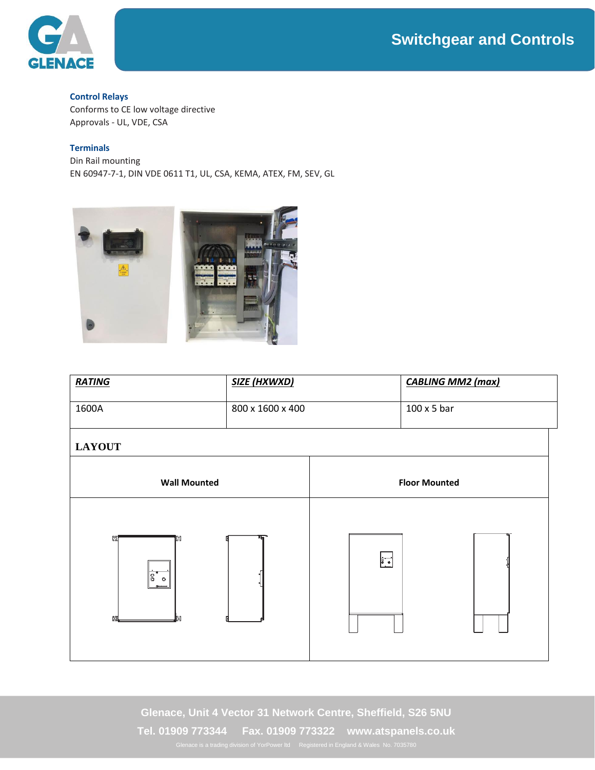# Switchgear and Controls

**Control Relays**
Conforms to CE low voltage directive
Approvals - UL, VDE, CSA

**Terminals**
Din Rail mounting
EN 60947-7-1, DIN VDE 0611 T1, UL, CSA, KEMA, ATEX, FM, SEV, GL

| ***RATING*** | ***SIZE (HXWXD)*** | ***CABLING MM2 (max)*** |
|---|---|---|
| 1600A | 800 x 1600 x 400 | 100 x 5 bar |

**LAYOUT**

| **Wall Mounted** | **Floor Mounted** |
|---|---|
| | |

Glenace, Unit 4 Vector 31 Network Centre, Sheffield, S26 5NU
Tel. 01909 773344 Fax. 01909 773322 www.atspanels.co.uk
Glenace is a trading division of YorPower ltd Registered in England & Wales No. 7035780